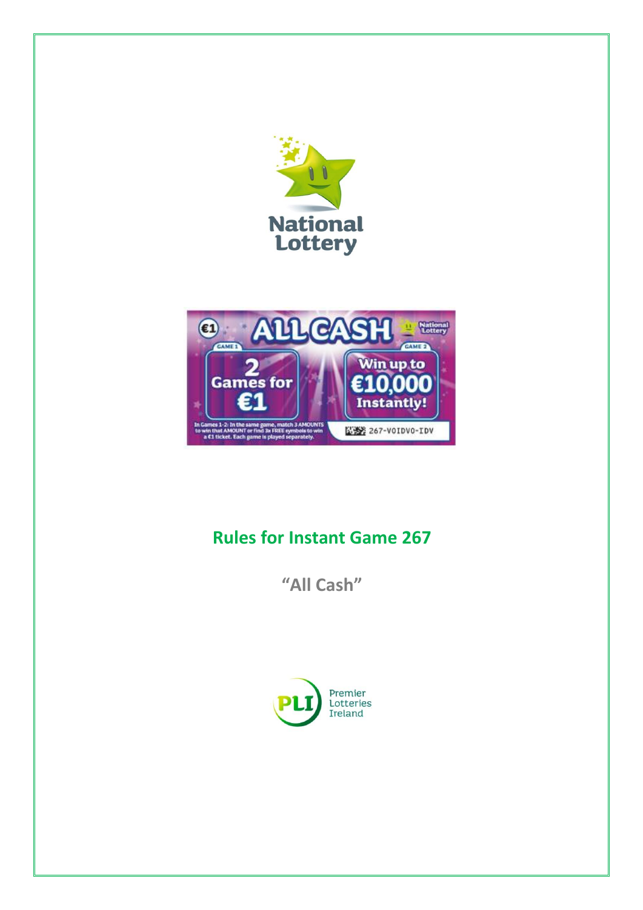# Rules for Instant Game 267

## "All Cash"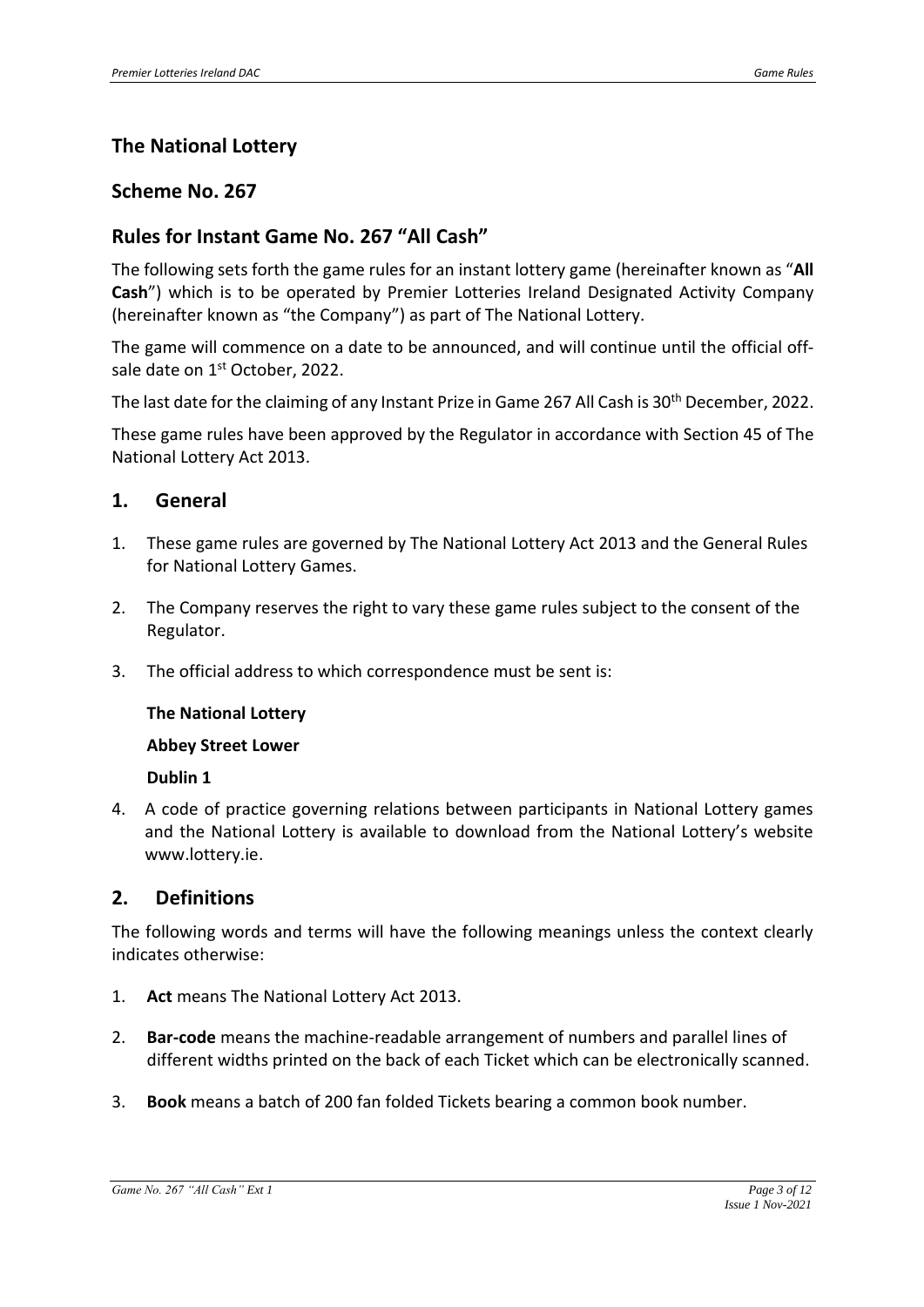## The National Lottery

## Scheme No. 267

## Rules for Instant Game No. 267 "All Cash"

The following sets forth the game rules for an instant lottery game (hereinafter known as "**All Cash**") which is to be operated by Premier Lotteries Ireland Designated Activity Company (hereinafter known as "the Company") as part of The National Lottery.

The game will commence on a date to be announced, and will continue until the official off-sale date on 1st October, 2022.

The last date for the claiming of any Instant Prize in Game 267 All Cash is 30th December, 2022.

These game rules have been approved by the Regulator in accordance with Section 45 of The National Lottery Act 2013.

## 1. General

1. These game rules are governed by The National Lottery Act 2013 and the General Rules for National Lottery Games.
2. The Company reserves the right to vary these game rules subject to the consent of the Regulator.
3. The official address to which correspondence must be sent is:

   **The National Lottery**

   **Abbey Street Lower**

   **Dublin 1**

4. A code of practice governing relations between participants in National Lottery games and the National Lottery is available to download from the National Lottery's website www.lottery.ie.

## 2. Definitions

The following words and terms will have the following meanings unless the context clearly indicates otherwise:

1. **Act** means The National Lottery Act 2013.
2. **Bar-code** means the machine-readable arrangement of numbers and parallel lines of different widths printed on the back of each Ticket which can be electronically scanned.
3. **Book** means a batch of 200 fan folded Tickets bearing a common book number.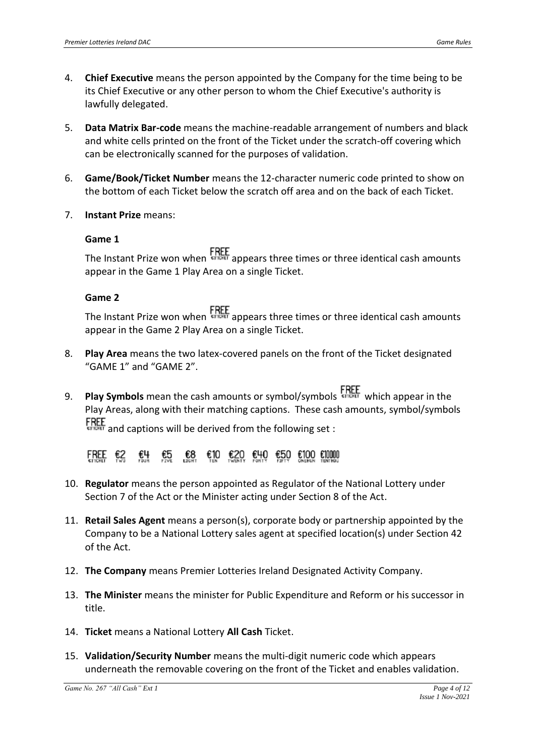4. **Chief Executive** means the person appointed by the Company for the time being to be its Chief Executive or any other person to whom the Chief Executive's authority is lawfully delegated.

5. **Data Matrix Bar-code** means the machine-readable arrangement of numbers and black and white cells printed on the front of the Ticket under the scratch-off covering which can be electronically scanned for the purposes of validation.

6. **Game/Book/Ticket Number** means the 12-character numeric code printed to show on the bottom of each Ticket below the scratch off area and on the back of each Ticket.

7. **Instant Prize** means:

   **Game 1**

   The Instant Prize won when FREE €TICKET appears three times or three identical cash amounts appear in the Game 1 Play Area on a single Ticket.

   **Game 2**

   The Instant Prize won when FREE €TICKET appears three times or three identical cash amounts appear in the Game 2 Play Area on a single Ticket.

8. **Play Area** means the two latex-covered panels on the front of the Ticket designated "GAME 1" and "GAME 2".

9. **Play Symbols** mean the cash amounts or symbol/symbols FREE €TICKET which appear in the Play Areas, along with their matching captions. These cash amounts, symbol/symbols FREE €TICKET and captions will be derived from the following set :

   FREE €TICKET, €2 TWO, €4 FOUR, €5 FIVE, €8 EIGHT, €10 TEN, €20 TWENTY, €40 FORTY, €50 FIFTY, €100 ONEHUN, €10000 TENTHOU

10. **Regulator** means the person appointed as Regulator of the National Lottery under Section 7 of the Act or the Minister acting under Section 8 of the Act.

11. **Retail Sales Agent** means a person(s), corporate body or partnership appointed by the Company to be a National Lottery sales agent at specified location(s) under Section 42 of the Act.

12. **The Company** means Premier Lotteries Ireland Designated Activity Company.

13. **The Minister** means the minister for Public Expenditure and Reform or his successor in title.

14. **Ticket** means a National Lottery **All Cash** Ticket.

15. **Validation/Security Number** means the multi-digit numeric code which appears underneath the removable covering on the front of the Ticket and enables validation.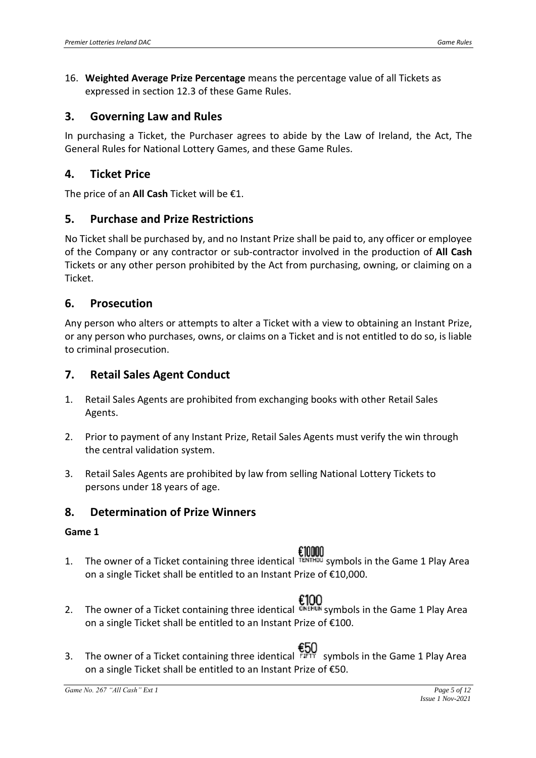16. **Weighted Average Prize Percentage** means the percentage value of all Tickets as expressed in section 12.3 of these Game Rules.

## 3. Governing Law and Rules

In purchasing a Ticket, the Purchaser agrees to abide by the Law of Ireland, the Act, The General Rules for National Lottery Games, and these Game Rules.

## 4. Ticket Price

The price of an **All Cash** Ticket will be €1.

## 5. Purchase and Prize Restrictions

No Ticket shall be purchased by, and no Instant Prize shall be paid to, any officer or employee of the Company or any contractor or sub-contractor involved in the production of **All Cash** Tickets or any other person prohibited by the Act from purchasing, owning, or claiming on a Ticket.

## 6. Prosecution

Any person who alters or attempts to alter a Ticket with a view to obtaining an Instant Prize, or any person who purchases, owns, or claims on a Ticket and is not entitled to do so, is liable to criminal prosecution.

## 7. Retail Sales Agent Conduct

1. Retail Sales Agents are prohibited from exchanging books with other Retail Sales Agents.
2. Prior to payment of any Instant Prize, Retail Sales Agents must verify the win through the central validation system.
3. Retail Sales Agents are prohibited by law from selling National Lottery Tickets to persons under 18 years of age.

## 8. Determination of Prize Winners

**Game 1**

1. The owner of a Ticket containing three identical €10000 TENTHOU symbols in the Game 1 Play Area on a single Ticket shall be entitled to an Instant Prize of €10,000.
2. The owner of a Ticket containing three identical €100 ONEHUN symbols in the Game 1 Play Area on a single Ticket shall be entitled to an Instant Prize of €100.
3. The owner of a Ticket containing three identical €50 FIFTY symbols in the Game 1 Play Area on a single Ticket shall be entitled to an Instant Prize of €50.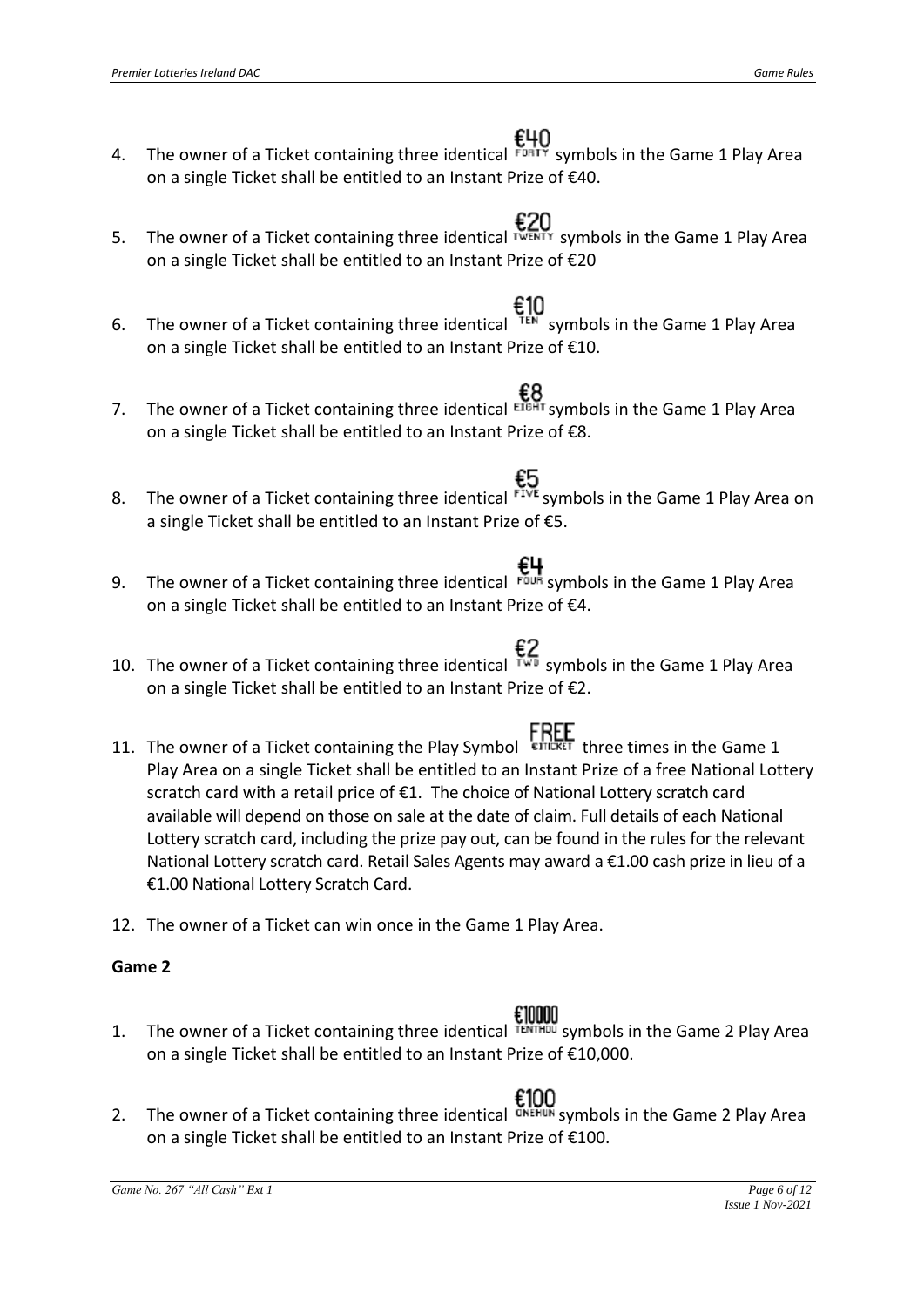4. The owner of a Ticket containing three identical €40 FORTY symbols in the Game 1 Play Area on a single Ticket shall be entitled to an Instant Prize of €40.

5. The owner of a Ticket containing three identical €20 TWENTY symbols in the Game 1 Play Area on a single Ticket shall be entitled to an Instant Prize of €20

6. The owner of a Ticket containing three identical €10 TEN symbols in the Game 1 Play Area on a single Ticket shall be entitled to an Instant Prize of €10.

7. The owner of a Ticket containing three identical €8 EIGHT symbols in the Game 1 Play Area on a single Ticket shall be entitled to an Instant Prize of €8.

8. The owner of a Ticket containing three identical €5 FIVE symbols in the Game 1 Play Area on a single Ticket shall be entitled to an Instant Prize of €5.

9. The owner of a Ticket containing three identical €4 FOUR symbols in the Game 1 Play Area on a single Ticket shall be entitled to an Instant Prize of €4.

10. The owner of a Ticket containing three identical €2 TWO symbols in the Game 1 Play Area on a single Ticket shall be entitled to an Instant Prize of €2.

11. The owner of a Ticket containing the Play Symbol FREE €1TICKET three times in the Game 1 Play Area on a single Ticket shall be entitled to an Instant Prize of a free National Lottery scratch card with a retail price of €1. The choice of National Lottery scratch card available will depend on those on sale at the date of claim. Full details of each National Lottery scratch card, including the prize pay out, can be found in the rules for the relevant National Lottery scratch card. Retail Sales Agents may award a €1.00 cash prize in lieu of a €1.00 National Lottery Scratch Card.

12. The owner of a Ticket can win once in the Game 1 Play Area.

**Game 2**

1. The owner of a Ticket containing three identical €10000 TENTHOU symbols in the Game 2 Play Area on a single Ticket shall be entitled to an Instant Prize of €10,000.

2. The owner of a Ticket containing three identical €100 ONEHUN symbols in the Game 2 Play Area on a single Ticket shall be entitled to an Instant Prize of €100.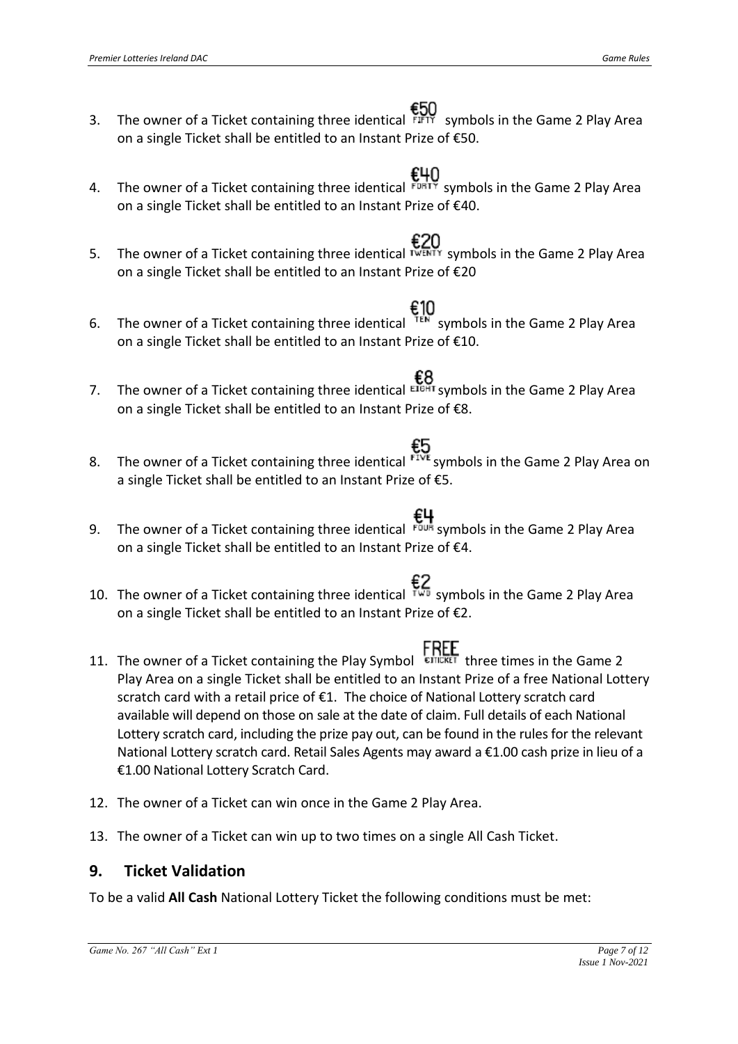3. The owner of a Ticket containing three identical €50 FIFTY symbols in the Game 2 Play Area on a single Ticket shall be entitled to an Instant Prize of €50.

4. The owner of a Ticket containing three identical €40 FORTY symbols in the Game 2 Play Area on a single Ticket shall be entitled to an Instant Prize of €40.

5. The owner of a Ticket containing three identical €20 TWENTY symbols in the Game 2 Play Area on a single Ticket shall be entitled to an Instant Prize of €20

6. The owner of a Ticket containing three identical €10 TEN symbols in the Game 2 Play Area on a single Ticket shall be entitled to an Instant Prize of €10.

7. The owner of a Ticket containing three identical €8 EIGHT symbols in the Game 2 Play Area on a single Ticket shall be entitled to an Instant Prize of €8.

8. The owner of a Ticket containing three identical €5 FIVE symbols in the Game 2 Play Area on a single Ticket shall be entitled to an Instant Prize of €5.

9. The owner of a Ticket containing three identical €4 FOUR symbols in the Game 2 Play Area on a single Ticket shall be entitled to an Instant Prize of €4.

10. The owner of a Ticket containing three identical €2 TWO symbols in the Game 2 Play Area on a single Ticket shall be entitled to an Instant Prize of €2.

11. The owner of a Ticket containing the Play Symbol FREE €1TICKET three times in the Game 2 Play Area on a single Ticket shall be entitled to an Instant Prize of a free National Lottery scratch card with a retail price of €1. The choice of National Lottery scratch card available will depend on those on sale at the date of claim. Full details of each National Lottery scratch card, including the prize pay out, can be found in the rules for the relevant National Lottery scratch card. Retail Sales Agents may award a €1.00 cash prize in lieu of a €1.00 National Lottery Scratch Card.

12. The owner of a Ticket can win once in the Game 2 Play Area.

13. The owner of a Ticket can win up to two times on a single All Cash Ticket.

## 9. Ticket Validation

To be a valid **All Cash** National Lottery Ticket the following conditions must be met: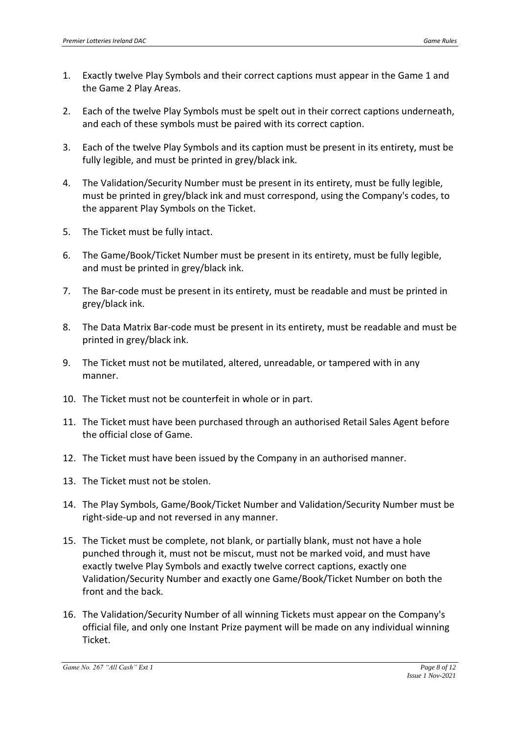1. Exactly twelve Play Symbols and their correct captions must appear in the Game 1 and the Game 2 Play Areas.

2. Each of the twelve Play Symbols must be spelt out in their correct captions underneath, and each of these symbols must be paired with its correct caption.

3. Each of the twelve Play Symbols and its caption must be present in its entirety, must be fully legible, and must be printed in grey/black ink.

4. The Validation/Security Number must be present in its entirety, must be fully legible, must be printed in grey/black ink and must correspond, using the Company's codes, to the apparent Play Symbols on the Ticket.

5. The Ticket must be fully intact.

6. The Game/Book/Ticket Number must be present in its entirety, must be fully legible, and must be printed in grey/black ink.

7. The Bar-code must be present in its entirety, must be readable and must be printed in grey/black ink.

8. The Data Matrix Bar-code must be present in its entirety, must be readable and must be printed in grey/black ink.

9. The Ticket must not be mutilated, altered, unreadable, or tampered with in any manner.

10. The Ticket must not be counterfeit in whole or in part.

11. The Ticket must have been purchased through an authorised Retail Sales Agent before the official close of Game.

12. The Ticket must have been issued by the Company in an authorised manner.

13. The Ticket must not be stolen.

14. The Play Symbols, Game/Book/Ticket Number and Validation/Security Number must be right-side-up and not reversed in any manner.

15. The Ticket must be complete, not blank, or partially blank, must not have a hole punched through it, must not be miscut, must not be marked void, and must have exactly twelve Play Symbols and exactly twelve correct captions, exactly one Validation/Security Number and exactly one Game/Book/Ticket Number on both the front and the back.

16. The Validation/Security Number of all winning Tickets must appear on the Company's official file, and only one Instant Prize payment will be made on any individual winning Ticket.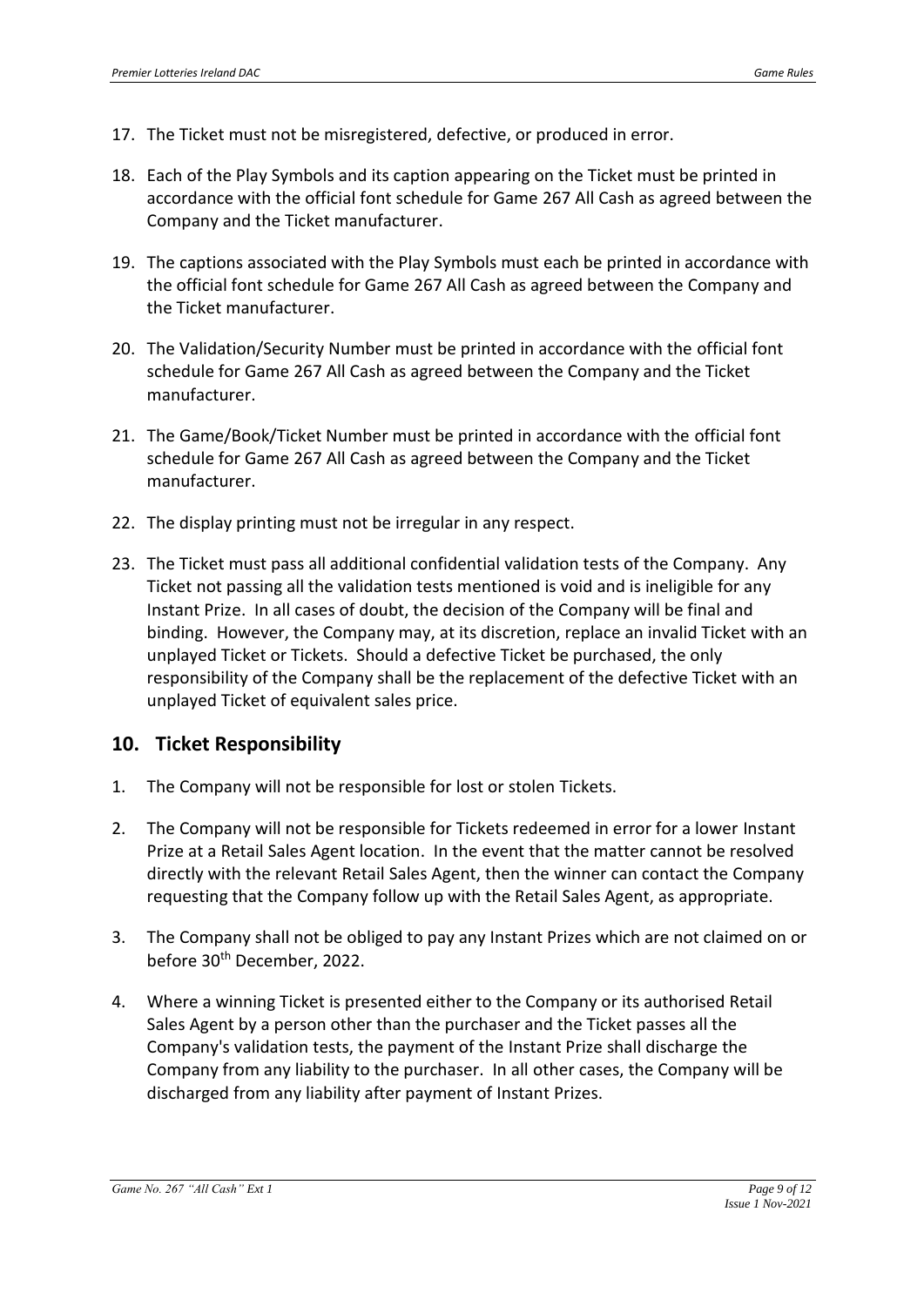17. The Ticket must not be misregistered, defective, or produced in error.

18. Each of the Play Symbols and its caption appearing on the Ticket must be printed in accordance with the official font schedule for Game 267 All Cash as agreed between the Company and the Ticket manufacturer.

19. The captions associated with the Play Symbols must each be printed in accordance with the official font schedule for Game 267 All Cash as agreed between the Company and the Ticket manufacturer.

20. The Validation/Security Number must be printed in accordance with the official font schedule for Game 267 All Cash as agreed between the Company and the Ticket manufacturer.

21. The Game/Book/Ticket Number must be printed in accordance with the official font schedule for Game 267 All Cash as agreed between the Company and the Ticket manufacturer.

22. The display printing must not be irregular in any respect.

23. The Ticket must pass all additional confidential validation tests of the Company. Any Ticket not passing all the validation tests mentioned is void and is ineligible for any Instant Prize. In all cases of doubt, the decision of the Company will be final and binding. However, the Company may, at its discretion, replace an invalid Ticket with an unplayed Ticket or Tickets. Should a defective Ticket be purchased, the only responsibility of the Company shall be the replacement of the defective Ticket with an unplayed Ticket of equivalent sales price.

## 10. Ticket Responsibility

1. The Company will not be responsible for lost or stolen Tickets.

2. The Company will not be responsible for Tickets redeemed in error for a lower Instant Prize at a Retail Sales Agent location. In the event that the matter cannot be resolved directly with the relevant Retail Sales Agent, then the winner can contact the Company requesting that the Company follow up with the Retail Sales Agent, as appropriate.

3. The Company shall not be obliged to pay any Instant Prizes which are not claimed on or before 30th December, 2022.

4. Where a winning Ticket is presented either to the Company or its authorised Retail Sales Agent by a person other than the purchaser and the Ticket passes all the Company's validation tests, the payment of the Instant Prize shall discharge the Company from any liability to the purchaser. In all other cases, the Company will be discharged from any liability after payment of Instant Prizes.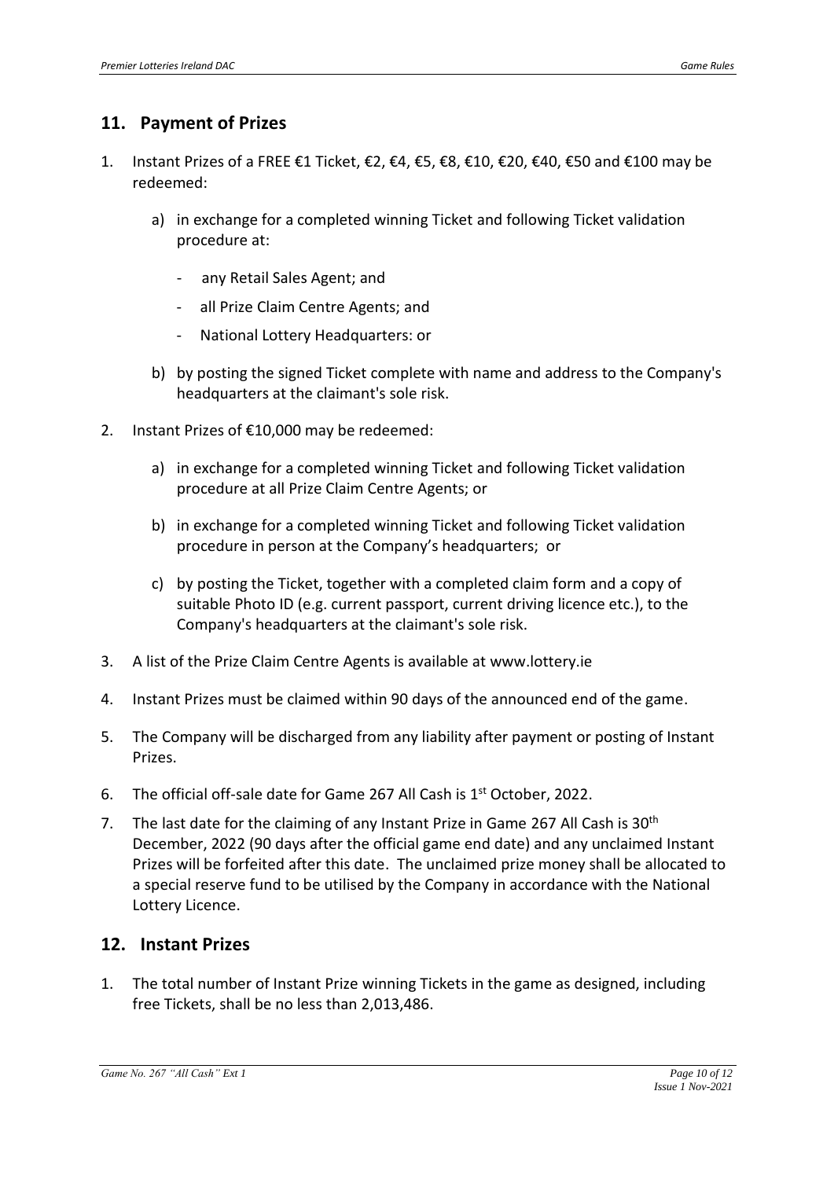## 11. Payment of Prizes

1. Instant Prizes of a FREE €1 Ticket, €2, €4, €5, €8, €10, €20, €40, €50 and €100 may be redeemed:

   a) in exchange for a completed winning Ticket and following Ticket validation procedure at:

      - any Retail Sales Agent; and
      - all Prize Claim Centre Agents; and
      - National Lottery Headquarters: or

   b) by posting the signed Ticket complete with name and address to the Company's headquarters at the claimant's sole risk.

2. Instant Prizes of €10,000 may be redeemed:

   a) in exchange for a completed winning Ticket and following Ticket validation procedure at all Prize Claim Centre Agents; or

   b) in exchange for a completed winning Ticket and following Ticket validation procedure in person at the Company's headquarters; or

   c) by posting the Ticket, together with a completed claim form and a copy of suitable Photo ID (e.g. current passport, current driving licence etc.), to the Company's headquarters at the claimant's sole risk.

3. A list of the Prize Claim Centre Agents is available at www.lottery.ie

4. Instant Prizes must be claimed within 90 days of the announced end of the game.

5. The Company will be discharged from any liability after payment or posting of Instant Prizes.

6. The official off-sale date for Game 267 All Cash is 1st October, 2022.

7. The last date for the claiming of any Instant Prize in Game 267 All Cash is 30th December, 2022 (90 days after the official game end date) and any unclaimed Instant Prizes will be forfeited after this date. The unclaimed prize money shall be allocated to a special reserve fund to be utilised by the Company in accordance with the National Lottery Licence.

## 12. Instant Prizes

1. The total number of Instant Prize winning Tickets in the game as designed, including free Tickets, shall be no less than 2,013,486.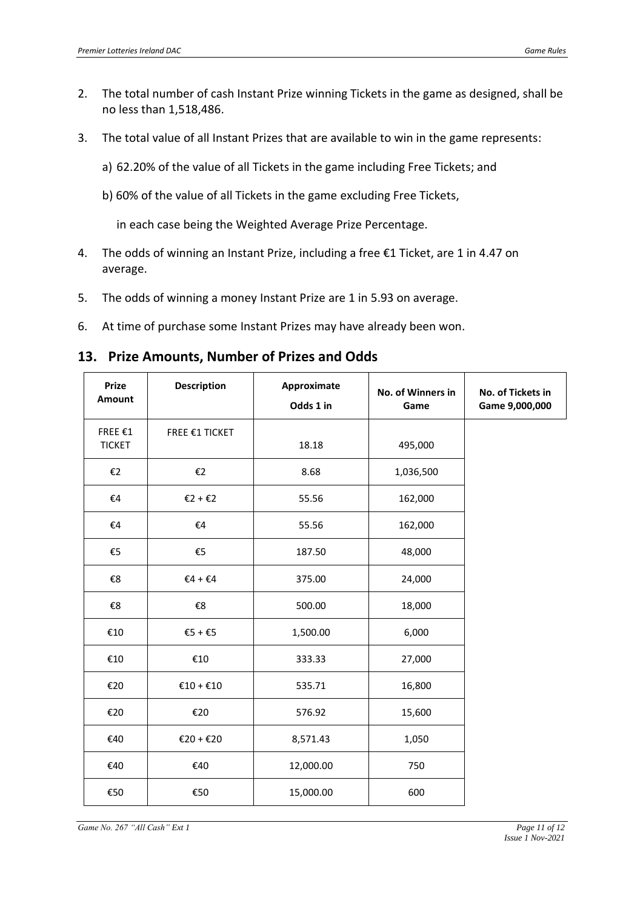2. The total number of cash Instant Prize winning Tickets in the game as designed, shall be no less than 1,518,486.

3. The total value of all Instant Prizes that are available to win in the game represents:

   a) 62.20% of the value of all Tickets in the game including Free Tickets; and

   b) 60% of the value of all Tickets in the game excluding Free Tickets,

   in each case being the Weighted Average Prize Percentage.

4. The odds of winning an Instant Prize, including a free €1 Ticket, are 1 in 4.47 on average.

5. The odds of winning a money Instant Prize are 1 in 5.93 on average.

6. At time of purchase some Instant Prizes may have already been won.

## 13. Prize Amounts, Number of Prizes and Odds

| Prize Amount | Description | Approximate Odds 1 in | No. of Winners in Game | No. of Tickets in Game 9,000,000 |
|---|---|---|---|---|
| FREE €1 TICKET | FREE €1 TICKET | 18.18 | 495,000 | |
| €2 | €2 | 8.68 | 1,036,500 | |
| €4 | €2 + €2 | 55.56 | 162,000 | |
| €4 | €4 | 55.56 | 162,000 | |
| €5 | €5 | 187.50 | 48,000 | |
| €8 | €4 + €4 | 375.00 | 24,000 | |
| €8 | €8 | 500.00 | 18,000 | |
| €10 | €5 + €5 | 1,500.00 | 6,000 | |
| €10 | €10 | 333.33 | 27,000 | |
| €20 | €10 + €10 | 535.71 | 16,800 | |
| €20 | €20 | 576.92 | 15,600 | |
| €40 | €20 + €20 | 8,571.43 | 1,050 | |
| €40 | €40 | 12,000.00 | 750 | |
| €50 | €50 | 15,000.00 | 600 | |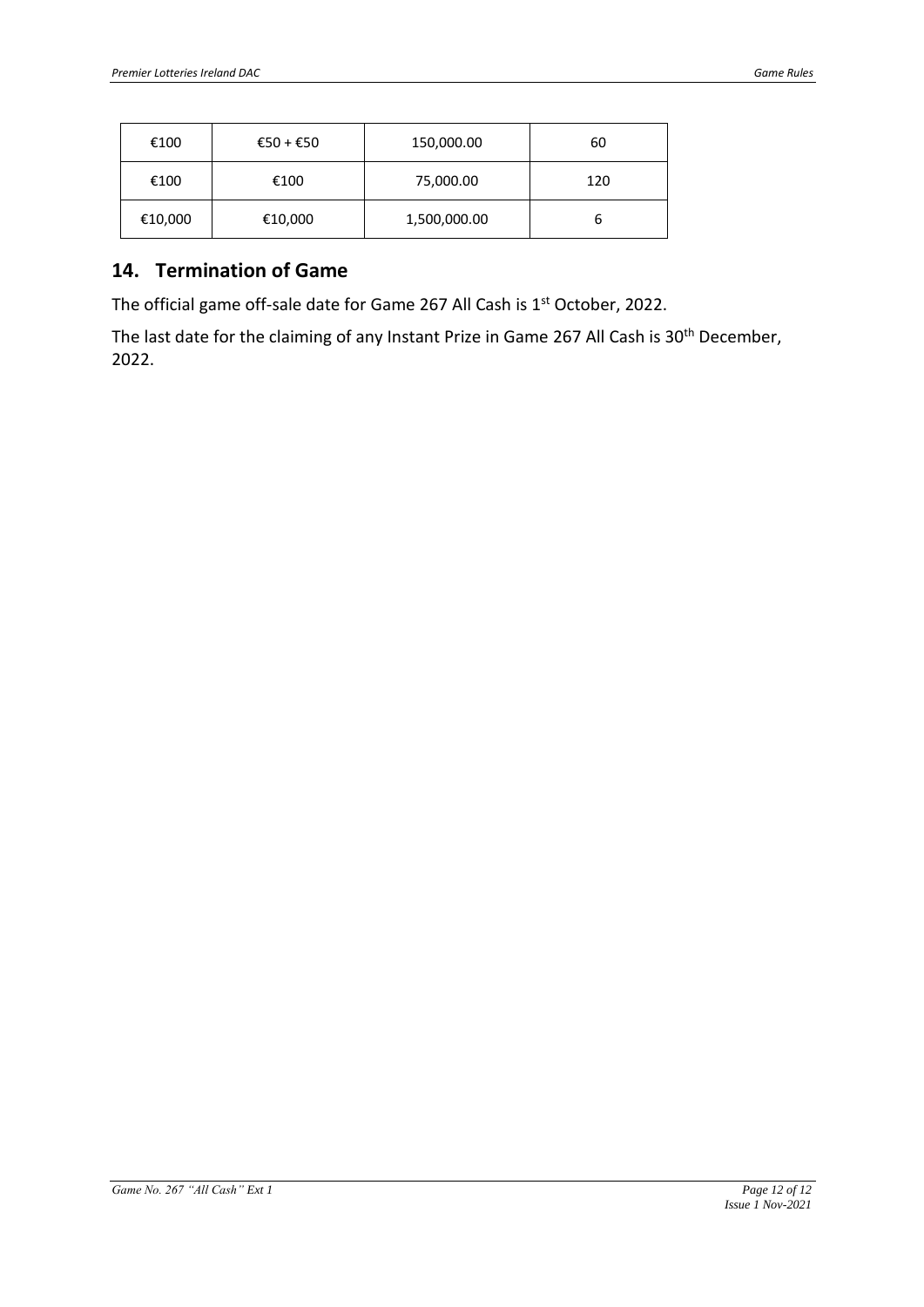| | | | |
|---|---|---|---|
| €100 | €50 + €50 | 150,000.00 | 60 |
| €100 | €100 | 75,000.00 | 120 |
| €10,000 | €10,000 | 1,500,000.00 | 6 |

## 14. Termination of Game

The official game off-sale date for Game 267 All Cash is 1st October, 2022.

The last date for the claiming of any Instant Prize in Game 267 All Cash is 30th December, 2022.